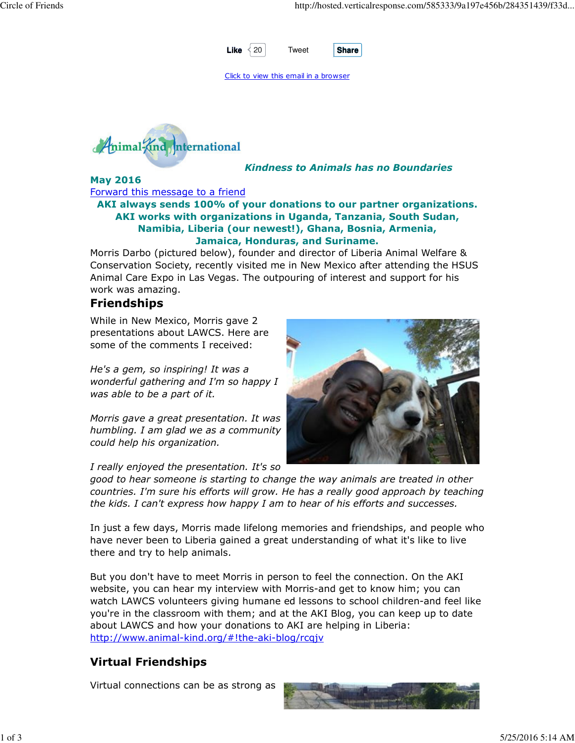Like 20 Tweet Share

Click to view this email in a browser

*Kindness to Animals has no Boundaries*

**May 2016**

Forward this message to a friend

**AKI always sends 100% of your donations to our partner organizations. AKI works with organizations in Uganda, Tanzania, South Sudan, Namibia, Liberia (our newest!), Ghana, Bosnia, Armenia, Jamaica, Honduras, and Suriname.**

Morris Darbo (pictured below), founder and director of Liberia Animal Welfare & Conservation Society, recently visited me in New Mexico after attending the HSUS Animal Care Expo in Las Vegas. The outpouring of interest and support for his work was amazing.

## Friendships

While in New Mexico, Morris gave 2 presentations about LAWCS. Here are some of the comments I received:

*He's a gem, so inspiring! It was a wonderful gathering and I'm so happy I was able to be a part of it.*

*Morris gave a great presentation. It was humbling. I am glad we as a community could help his organization.*

*I really enjoyed the presentation. It's so good to hear someone is starting to change the way animals are treated in other countries. I'm sure his efforts will grow. He has a really good approach by teaching the kids. I can't express how happy I am to hear of his efforts and successes.*

In just a few days, Morris made lifelong memories and friendships, and people who have never been to Liberia gained a great understanding of what it's like to live there and try to help animals.

But you don't have to meet Morris in person to feel the connection. On the AKI website, you can hear my interview with Morris-and get to know him; you can watch LAWCS volunteers giving humane ed lessons to school children-and feel like you're in the classroom with them; and at the AKI Blog, you can keep up to date about LAWCS and how your donations to AKI are helping in Liberia: http://www.animal-kind.org/#!the-aki-blog/rcqjv

## Virtual Friendships

Virtual connections can be as strong as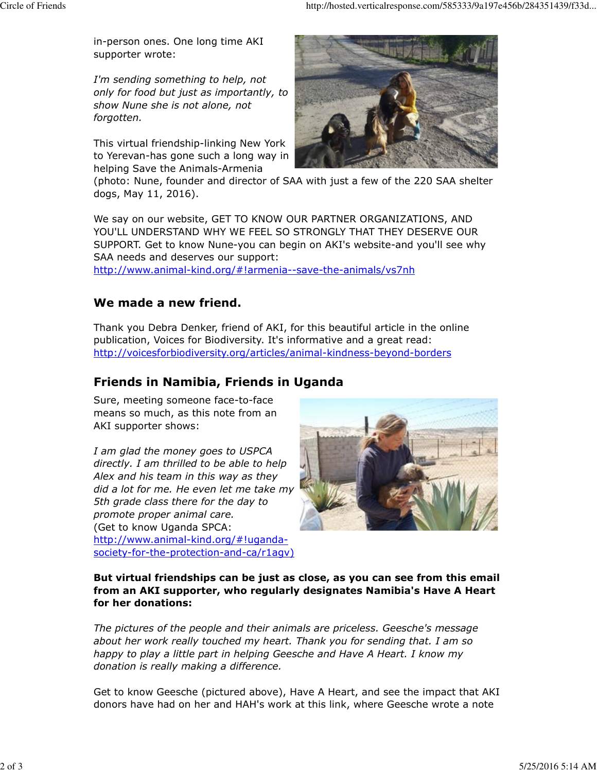in-person ones. One long time AKI supporter wrote:

*I'm sending something to help, not only for food but just as importantly, to show Nune she is not alone, not forgotten.*

This virtual friendship-linking New York to Yerevan-has gone such a long way in helping Save the Animals-Armenia (photo: Nune, founder and director of SAA with just a few of the 220 SAA shelter dogs, May 11, 2016).

We say on our website, GET TO KNOW OUR PARTNER ORGANIZATIONS, AND YOU'LL UNDERSTAND WHY WE FEEL SO STRONGLY THAT THEY DESERVE OUR SUPPORT. Get to know Nune-you can begin on AKI's website-and you'll see why SAA needs and deserves our support:
http://www.animal-kind.org/#!armenia--save-the-animals/vs7nh

## We made a new friend.

Thank you Debra Denker, friend of AKI, for this beautiful article in the online publication, Voices for Biodiversity. It's informative and a great read:
http://voicesforbiodiversity.org/articles/animal-kindness-beyond-borders

## Friends in Namibia, Friends in Uganda

Sure, meeting someone face-to-face means so much, as this note from an AKI supporter shows:

*I am glad the money goes to USPCA directly. I am thrilled to be able to help Alex and his team in this way as they did a lot for me. He even let me take my 5th grade class there for the day to promote proper animal care.*
(Get to know Uganda SPCA:
http://www.animal-kind.org/#!uganda-society-for-the-protection-and-ca/r1agv)

**But virtual friendships can be just as close, as you can see from this email from an AKI supporter, who regularly designates Namibia's Have A Heart for her donations:**

*The pictures of the people and their animals are priceless. Geesche's message about her work really touched my heart. Thank you for sending that. I am so happy to play a little part in helping Geesche and Have A Heart. I know my donation is really making a difference.*

Get to know Geesche (pictured above), Have A Heart, and see the impact that AKI donors have had on her and HAH's work at this link, where Geesche wrote a note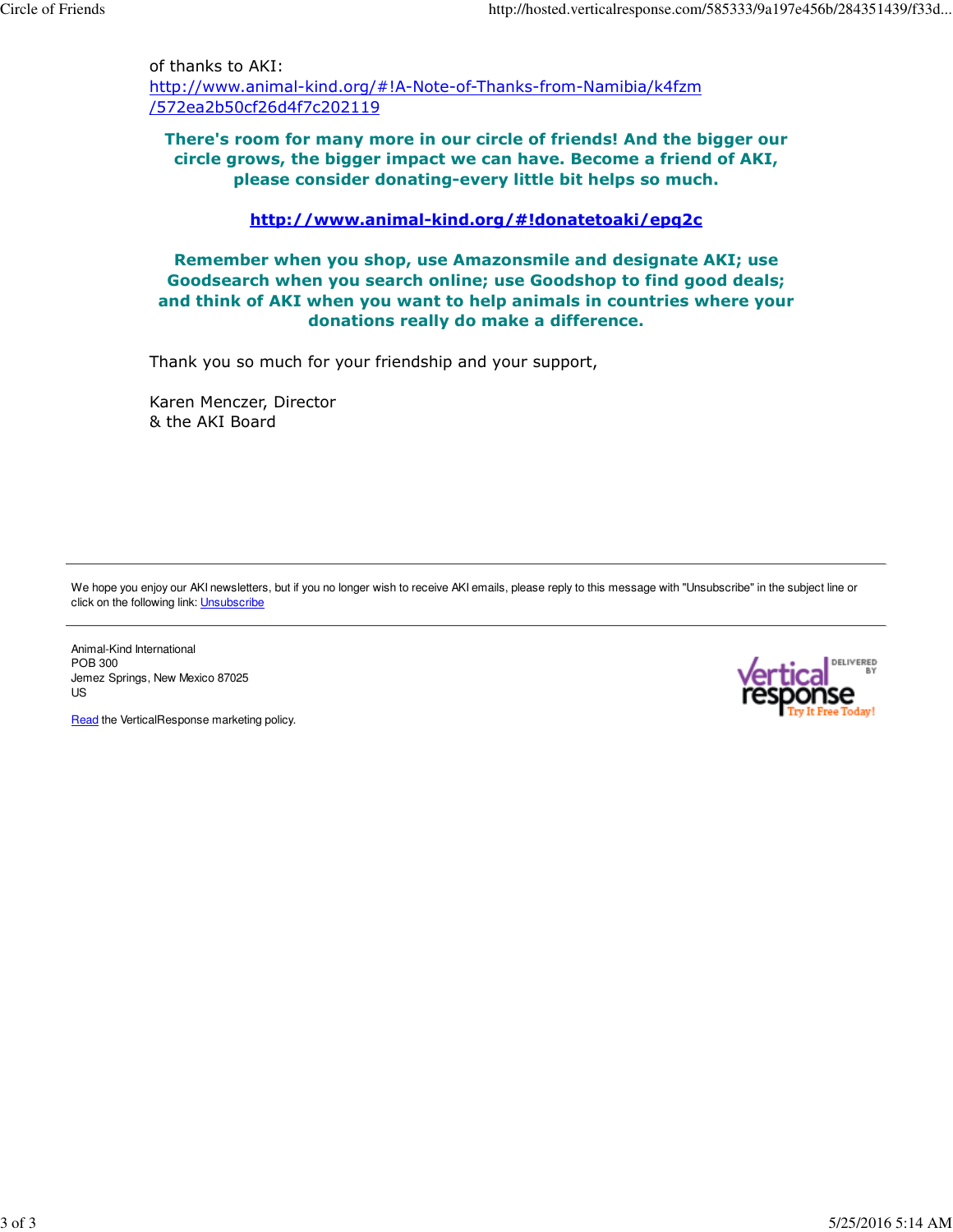of thanks to AKI:
http://www.animal-kind.org/#!A-Note-of-Thanks-from-Namibia/k4fzm/572ea2b50cf26d4f7c202119

**There's room for many more in our circle of friends! And the bigger our circle grows, the bigger impact we can have. Become a friend of AKI, please consider donating-every little bit helps so much.**

**http://www.animal-kind.org/#!donatetoaki/epq2c**

**Remember when you shop, use Amazonsmile and designate AKI; use Goodsearch when you search online; use Goodshop to find good deals; and think of AKI when you want to help animals in countries where your donations really do make a difference.**

Thank you so much for your friendship and your support,

Karen Menczer, Director
& the AKI Board

---

We hope you enjoy our AKI newsletters, but if you no longer wish to receive AKI emails, please reply to this message with "Unsubscribe" in the subject line or click on the following link: Unsubscribe

---

Animal-Kind International
POB 300
Jemez Springs, New Mexico 87025
US

Read the VerticalResponse marketing policy.

Vertical response DELIVERED BY Try It Free Today!